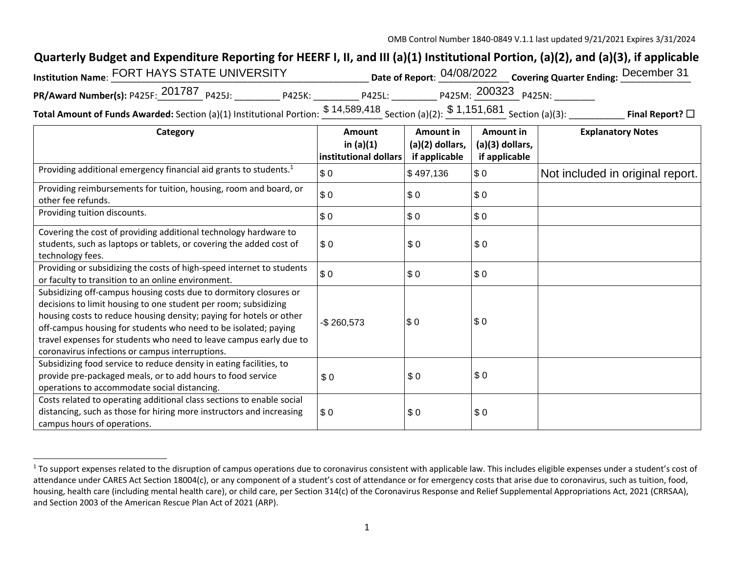OMB Control Number 1840-0849 V.1.1 last updated 9/21/2021 Expires 3/31/2024

# Quarterly Budget and Expenditure Reporting for HEERF I, II, and III (a)(1) Institutional Portion, (a)(2), and (a)(3), if applicable

**Institution Name**: FORT HAYS STATE UNIVERSITY **Date of Report**: 04/08/2022 **Covering Quarter Ending:** December 31

**PR/Award Number(s):** P425F: 201787 P425J: ________ P425K: ________ P425L: ________ P425M: 200323 P425N: ________

**Total Amount of Funds Awarded:** Section (a)(1) Institutional Portion: $ 14,589,418 Section (a)(2): $ 1,151,681 Section (a)(3): __________ **Final Report?** ☐

| Category | Amount in (a)(1) institutional dollars | Amount in (a)(2) dollars, if applicable | Amount in (a)(3) dollars, if applicable | Explanatory Notes |
|---|---|---|---|---|
| Providing additional emergency financial aid grants to students.[1] | $ 0 | $ 497,136 | $ 0 | Not included in original report. |
| Providing reimbursements for tuition, housing, room and board, or other fee refunds. | $ 0 | $ 0 | $ 0 | |
| Providing tuition discounts. | $ 0 | $ 0 | $ 0 | |
| Covering the cost of providing additional technology hardware to students, such as laptops or tablets, or covering the added cost of technology fees. | $ 0 | $ 0 | $ 0 | |
| Providing or subsidizing the costs of high-speed internet to students or faculty to transition to an online environment. | $ 0 | $ 0 | $ 0 | |
| Subsidizing off-campus housing costs due to dormitory closures or decisions to limit housing to one student per room; subsidizing housing costs to reduce housing density; paying for hotels or other off-campus housing for students who need to be isolated; paying travel expenses for students who need to leave campus early due to coronavirus infections or campus interruptions. | -$ 260,573 | $ 0 | $ 0 | |
| Subsidizing food service to reduce density in eating facilities, to provide pre-packaged meals, or to add hours to food service operations to accommodate social distancing. | $ 0 | $ 0 | $ 0 | |
| Costs related to operating additional class sections to enable social distancing, such as those for hiring more instructors and increasing campus hours of operations. | $ 0 | $ 0 | $ 0 | |

[1] To support expenses related to the disruption of campus operations due to coronavirus consistent with applicable law. This includes eligible expenses under a student's cost of attendance under CARES Act Section 18004(c), or any component of a student's cost of attendance or for emergency costs that arise due to coronavirus, such as tuition, food, housing, health care (including mental health care), or child care, per Section 314(c) of the Coronavirus Response and Relief Supplemental Appropriations Act, 2021 (CRRSAA), and Section 2003 of the American Rescue Plan Act of 2021 (ARP).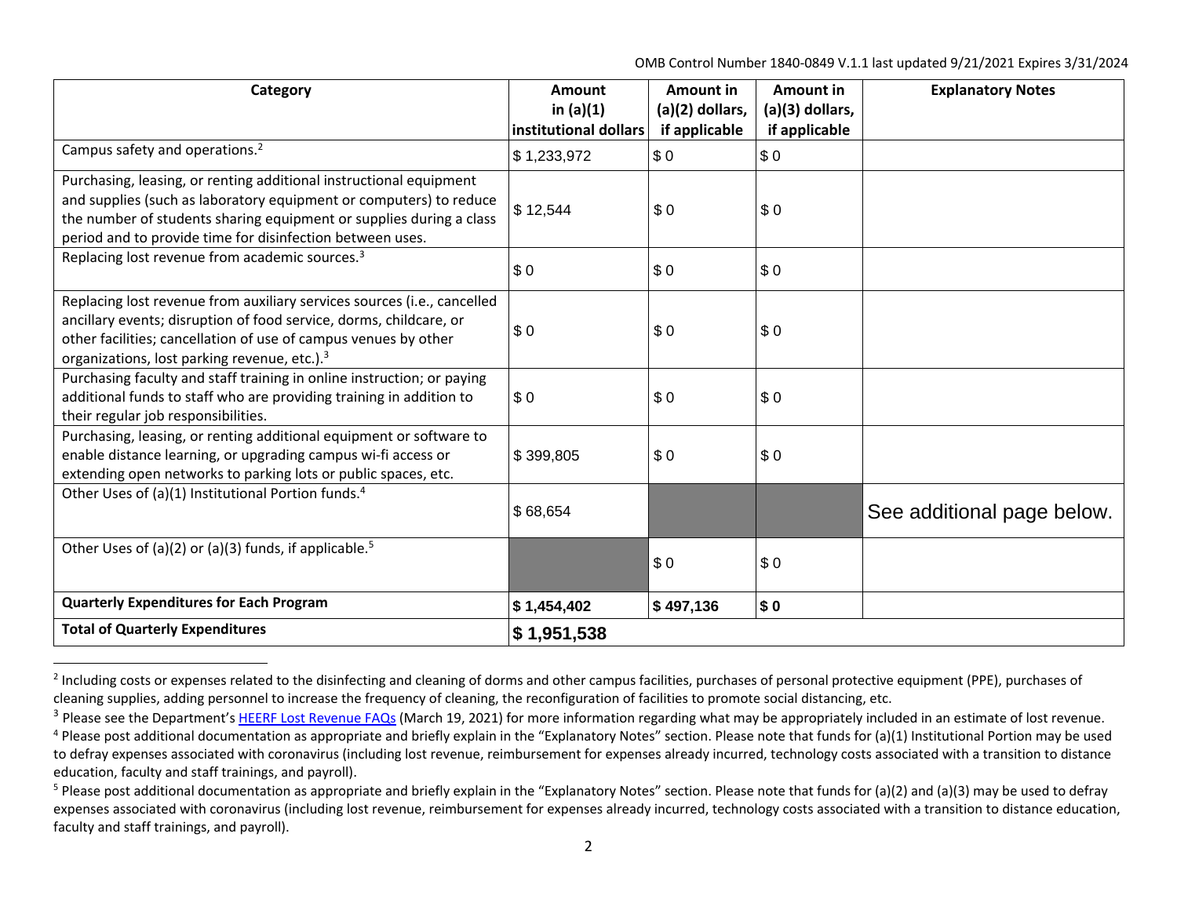OMB Control Number 1840-0849 V.1.1 last updated 9/21/2021 Expires 3/31/2024

| Category | Amount in (a)(1) institutional dollars | Amount in (a)(2) dollars, if applicable | Amount in (a)(3) dollars, if applicable | Explanatory Notes |
|---|---|---|---|---|
| Campus safety and operations.[2] | $ 1,233,972 | $ 0 | $ 0 | |
| Purchasing, leasing, or renting additional instructional equipment and supplies (such as laboratory equipment or computers) to reduce the number of students sharing equipment or supplies during a class period and to provide time for disinfection between uses. | $ 12,544 | $ 0 | $ 0 | |
| Replacing lost revenue from academic sources.[3] | $ 0 | $ 0 | $ 0 | |
| Replacing lost revenue from auxiliary services sources (i.e., cancelled ancillary events; disruption of food service, dorms, childcare, or other facilities; cancellation of use of campus venues by other organizations, lost parking revenue, etc.).[3] | $ 0 | $ 0 | $ 0 | |
| Purchasing faculty and staff training in online instruction; or paying additional funds to staff who are providing training in addition to their regular job responsibilities. | $ 0 | $ 0 | $ 0 | |
| Purchasing, leasing, or renting additional equipment or software to enable distance learning, or upgrading campus wi-fi access or extending open networks to parking lots or public spaces, etc. | $ 399,805 | $ 0 | $ 0 | |
| Other Uses of (a)(1) Institutional Portion funds.[4] | $ 68,654 | | | See additional page below. |
| Other Uses of (a)(2) or (a)(3) funds, if applicable.[5] | | $ 0 | $ 0 | |
| **Quarterly Expenditures for Each Program** | **$ 1,454,402** | **$ 497,136** | **$ 0** | |
| **Total of Quarterly Expenditures** | **$ 1,951,538** | | | |

[2] Including costs or expenses related to the disinfecting and cleaning of dorms and other campus facilities, purchases of personal protective equipment (PPE), purchases of cleaning supplies, adding personnel to increase the frequency of cleaning, the reconfiguration of facilities to promote social distancing, etc.

[3] Please see the Department's HEERF Lost Revenue FAQs (March 19, 2021) for more information regarding what may be appropriately included in an estimate of lost revenue.

[4] Please post additional documentation as appropriate and briefly explain in the "Explanatory Notes" section. Please note that funds for (a)(1) Institutional Portion may be used to defray expenses associated with coronavirus (including lost revenue, reimbursement for expenses already incurred, technology costs associated with a transition to distance education, faculty and staff trainings, and payroll).

[5] Please post additional documentation as appropriate and briefly explain in the "Explanatory Notes" section. Please note that funds for (a)(2) and (a)(3) may be used to defray expenses associated with coronavirus (including lost revenue, reimbursement for expenses already incurred, technology costs associated with a transition to distance education, faculty and staff trainings, and payroll).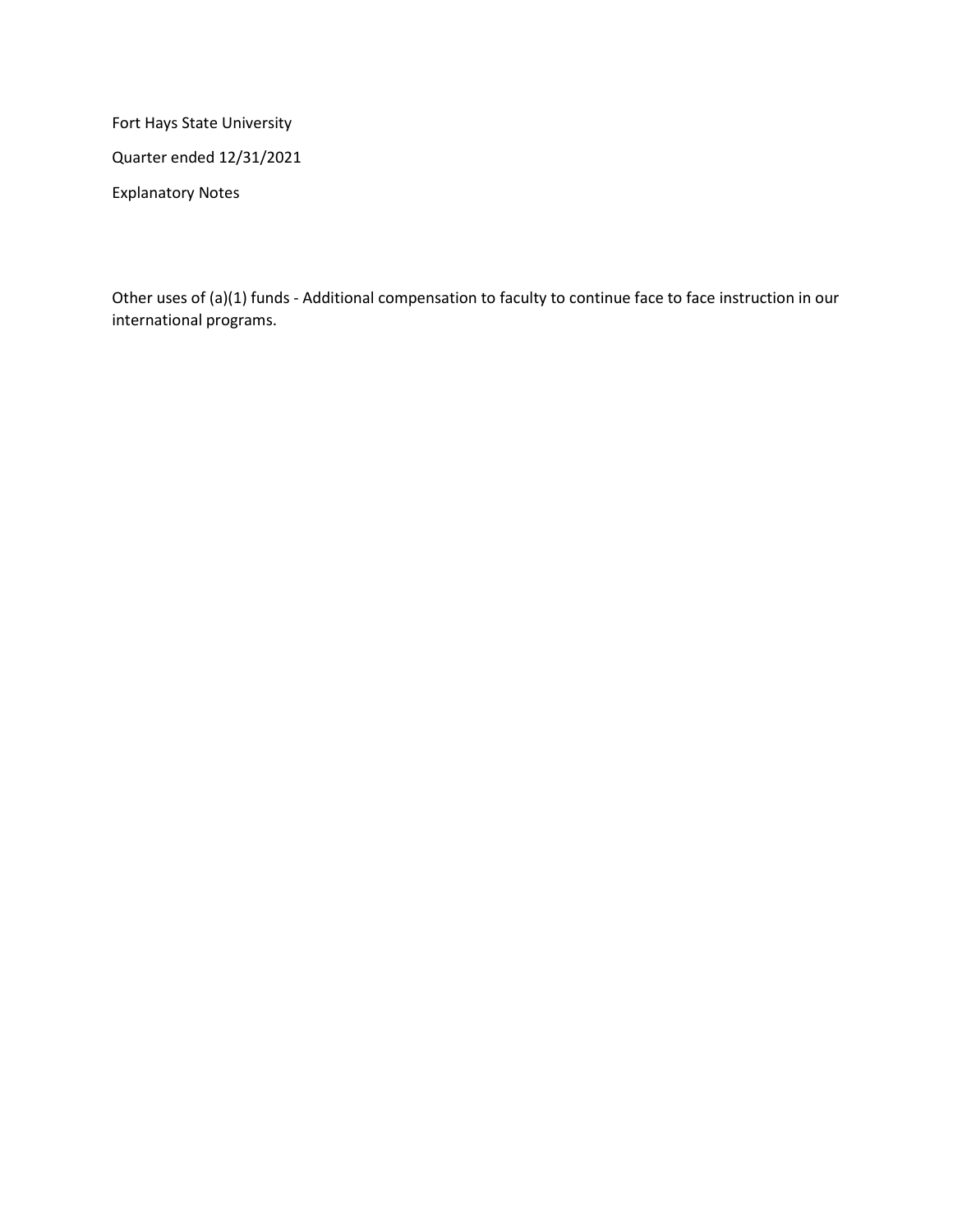Fort Hays State University

Quarter ended 12/31/2021

Explanatory Notes

Other uses of (a)(1) funds - Additional compensation to faculty to continue face to face instruction in our international programs.